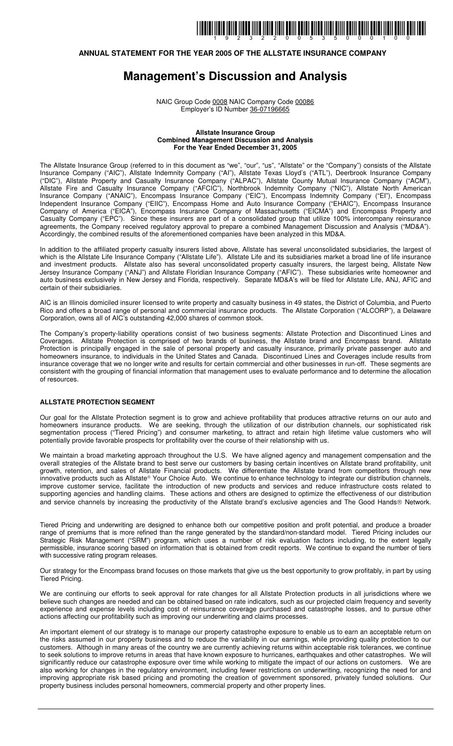**ANNUAL STATEMENT FOR THE YEAR 2005 OF THE ALLSTATE INSURANCE COMPANY**

# Management's Discussion and Analysis

NAIC Group Code 0008 NAIC Company Code 00086
Employer's ID Number 36-07196665

**Allstate Insurance Group**
**Combined Management Discussion and Analysis**
**For the Year Ended December 31, 2005**

The Allstate Insurance Group (referred to in this document as "we", "our", "us", "Allstate" or the "Company") consists of the Allstate Insurance Company ("AIC"), Allstate Indemnity Company ("AI"), Allstate Texas Lloyd's ("ATL"), Deerbrook Insurance Company ("DIC"), Allstate Property and Casualty Insurance Company ("ALPAC"), Allstate County Mutual Insurance Company ("ACM"), Allstate Fire and Casualty Insurance Company ("AFCIC"), Northbrook Indemnity Company ("NIC"), Allstate North American Insurance Company ("ANAIC"), Encompass Insurance Company ("EIC"), Encompass Indemnity Company ("EI"), Encompass Independent Insurance Company ("EIIC"), Encompass Home and Auto Insurance Company ("EHAIC"), Encompass Insurance Company of America ("EICA"), Encompass Insurance Company of Massachusetts ("EICMA") and Encompass Property and Casualty Company ("EPC"). Since these insurers are part of a consolidated group that utilize 100% intercompany reinsurance agreements, the Company received regulatory approval to prepare a combined Management Discussion and Analysis ("MD&A"). Accordingly, the combined results of the aforementioned companies have been analyzed in this MD&A.

In addition to the affiliated property casualty insurers listed above, Allstate has several unconsolidated subsidiaries, the largest of which is the Allstate Life Insurance Company ("Allstate Life"). Allstate Life and its subsidiaries market a broad line of life insurance and investment products. Allstate also has several unconsolidated property casualty insurers, the largest being, Allstate New Jersey Insurance Company ("ANJ") and Allstate Floridian Insurance Company ("AFIC"). These subsidiaries write homeowner and auto business exclusively in New Jersey and Florida, respectively. Separate MD&A's will be filed for Allstate Life, ANJ, AFIC and certain of their subsidiaries.

AIC is an Illinois domiciled insurer licensed to write property and casualty business in 49 states, the District of Columbia, and Puerto Rico and offers a broad range of personal and commercial insurance products. The Allstate Corporation ("ALCORP"), a Delaware Corporation, owns all of AIC's outstanding 42,000 shares of common stock.

The Company's property-liability operations consist of two business segments: Allstate Protection and Discontinued Lines and Coverages. Allstate Protection is comprised of two brands of business, the Allstate brand and Encompass brand. Allstate Protection is principally engaged in the sale of personal property and casualty insurance, primarily private passenger auto and homeowners insurance, to individuals in the United States and Canada. Discontinued Lines and Coverages include results from insurance coverage that we no longer write and results for certain commercial and other businesses in run-off. These segments are consistent with the grouping of financial information that management uses to evaluate performance and to determine the allocation of resources.

## ALLSTATE PROTECTION SEGMENT

Our goal for the Allstate Protection segment is to grow and achieve profitability that produces attractive returns on our auto and homeowners insurance products. We are seeking, through the utilization of our distribution channels, our sophisticated risk segmentation process ("Tiered Pricing") and consumer marketing, to attract and retain high lifetime value customers who will potentially provide favorable prospects for profitability over the course of their relationship with us.

We maintain a broad marketing approach throughout the U.S. We have aligned agency and management compensation and the overall strategies of the Allstate brand to best serve our customers by basing certain incentives on Allstate brand profitability, unit growth, retention, and sales of Allstate Financial products. We differentiate the Allstate brand from competitors through new innovative products such as Allstate® Your Choice Auto. We continue to enhance technology to integrate our distribution channels, improve customer service, facilitate the introduction of new products and services and reduce infrastructure costs related to supporting agencies and handling claims. These actions and others are designed to optimize the effectiveness of our distribution and service channels by increasing the productivity of the Allstate brand's exclusive agencies and The Good Hands® Network.

Tiered Pricing and underwriting are designed to enhance both our competitive position and profit potential, and produce a broader range of premiums that is more refined than the range generated by the standard/non-standard model. Tiered Pricing includes our Strategic Risk Management ("SRM") program, which uses a number of risk evaluation factors including, to the extent legally permissible, insurance scoring based on information that is obtained from credit reports. We continue to expand the number of tiers with successive rating program releases.

Our strategy for the Encompass brand focuses on those markets that give us the best opportunity to grow profitably, in part by using Tiered Pricing.

We are continuing our efforts to seek approval for rate changes for all Allstate Protection products in all jurisdictions where we believe such changes are needed and can be obtained based on rate indicators, such as our projected claim frequency and severity experience and expense levels including cost of reinsurance coverage purchased and catastrophe losses, and to pursue other actions affecting our profitability such as improving our underwriting and claims processes.

An important element of our strategy is to manage our property catastrophe exposure to enable us to earn an acceptable return on the risks assumed in our property business and to reduce the variability in our earnings, while providing quality protection to our customers. Although in many areas of the country we are currently achieving returns within acceptable risk tolerances, we continue to seek solutions to improve returns in areas that have known exposure to hurricanes, earthquakes and other catastrophes. We will significantly reduce our catastrophe exposure over time while working to mitigate the impact of our actions on customers. We are also working for changes in the regulatory environment, including fewer restrictions on underwriting, recognizing the need for and improving appropriate risk based pricing and promoting the creation of government sponsored, privately funded solutions. Our property business includes personal homeowners, commercial property and other property lines.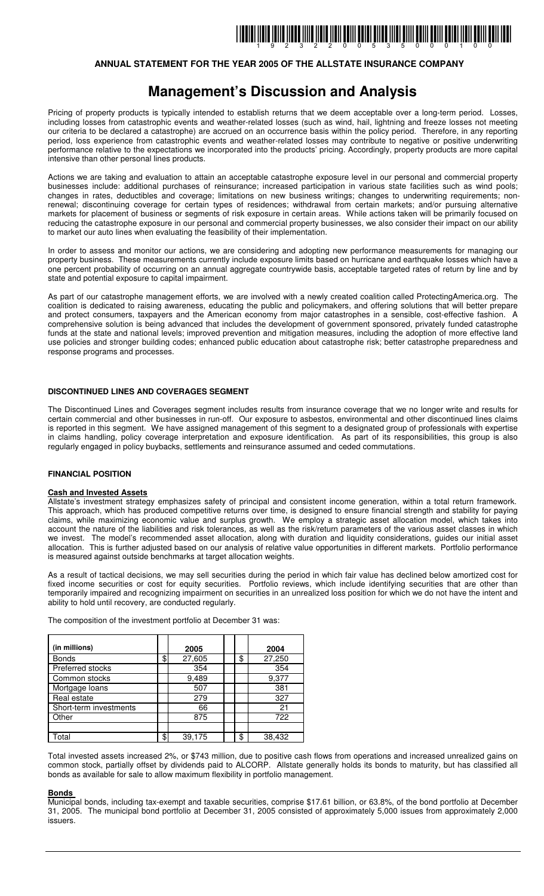**ANNUAL STATEMENT FOR THE YEAR 2005 OF THE ALLSTATE INSURANCE COMPANY**

# Management's Discussion and Analysis

Pricing of property products is typically intended to establish returns that we deem acceptable over a long-term period. Losses, including losses from catastrophic events and weather-related losses (such as wind, hail, lightning and freeze losses not meeting our criteria to be declared a catastrophe) are accrued on an occurrence basis within the policy period. Therefore, in any reporting period, loss experience from catastrophic events and weather-related losses may contribute to negative or positive underwriting performance relative to the expectations we incorporated into the products' pricing. Accordingly, property products are more capital intensive than other personal lines products.

Actions we are taking and evaluation to attain an acceptable catastrophe exposure level in our personal and commercial property businesses include: additional purchases of reinsurance; increased participation in various state facilities such as wind pools; changes in rates, deductibles and coverage; limitations on new business writings; changes to underwriting requirements; non-renewal; discontinuing coverage for certain types of residences; withdrawal from certain markets; and/or pursuing alternative markets for placement of business or segments of risk exposure in certain areas. While actions taken will be primarily focused on reducing the catastrophe exposure in our personal and commercial property businesses, we also consider their impact on our ability to market our auto lines when evaluating the feasibility of their implementation.

In order to assess and monitor our actions, we are considering and adopting new performance measurements for managing our property business. These measurements currently include exposure limits based on hurricane and earthquake losses which have a one percent probability of occurring on an annual aggregate countrywide basis, acceptable targeted rates of return by line and by state and potential exposure to capital impairment.

As part of our catastrophe management efforts, we are involved with a newly created coalition called ProtectingAmerica.org. The coalition is dedicated to raising awareness, educating the public and policymakers, and offering solutions that will better prepare and protect consumers, taxpayers and the American economy from major catastrophes in a sensible, cost-effective fashion. A comprehensive solution is being advanced that includes the development of government sponsored, privately funded catastrophe funds at the state and national levels; improved prevention and mitigation measures, including the adoption of more effective land use policies and stronger building codes; enhanced public education about catastrophe risk; better catastrophe preparedness and response programs and processes.

**DISCONTINUED LINES AND COVERAGES SEGMENT**

The Discontinued Lines and Coverages segment includes results from insurance coverage that we no longer write and results for certain commercial and other businesses in run-off. Our exposure to asbestos, environmental and other discontinued lines claims is reported in this segment. We have assigned management of this segment to a designated group of professionals with expertise in claims handling, policy coverage interpretation and exposure identification. As part of its responsibilities, this group is also regularly engaged in policy buybacks, settlements and reinsurance assumed and ceded commutations.

**FINANCIAL POSITION**

**Cash and Invested Assets**

Allstate's investment strategy emphasizes safety of principal and consistent income generation, within a total return framework. This approach, which has produced competitive returns over time, is designed to ensure financial strength and stability for paying claims, while maximizing economic value and surplus growth. We employ a strategic asset allocation model, which takes into account the nature of the liabilities and risk tolerances, as well as the risk/return parameters of the various asset classes in which we invest. The model's recommended asset allocation, along with duration and liquidity considerations, guides our initial asset allocation. This is further adjusted based on our analysis of relative value opportunities in different markets. Portfolio performance is measured against outside benchmarks at target allocation weights.

As a result of tactical decisions, we may sell securities during the period in which fair value has declined below amortized cost for fixed income securities or cost for equity securities. Portfolio reviews, which include identifying securities that are other than temporarily impaired and recognizing impairment on securities in an unrealized loss position for which we do not have the intent and ability to hold until recovery, are conducted regularly.

The composition of the investment portfolio at December 31 was:

| (in millions) | 2005 | 2004 |
|---|---|---|
| Bonds | $ 27,605 | $ 27,250 |
| Preferred stocks | 354 | 354 |
| Common stocks | 9,489 | 9,377 |
| Mortgage loans | 507 | 381 |
| Real estate | 279 | 327 |
| Short-term investments | 66 | 21 |
| Other | 875 | 722 |
| Total | $ 39,175 | $ 38,432 |

Total invested assets increased 2%, or $743 million, due to positive cash flows from operations and increased unrealized gains on common stock, partially offset by dividends paid to ALCORP. Allstate generally holds its bonds to maturity, but has classified all bonds as available for sale to allow maximum flexibility in portfolio management.

**Bonds**

Municipal bonds, including tax-exempt and taxable securities, comprise $17.61 billion, or 63.8%, of the bond portfolio at December 31, 2005. The municipal bond portfolio at December 31, 2005 consisted of approximately 5,000 issues from approximately 2,000 issuers.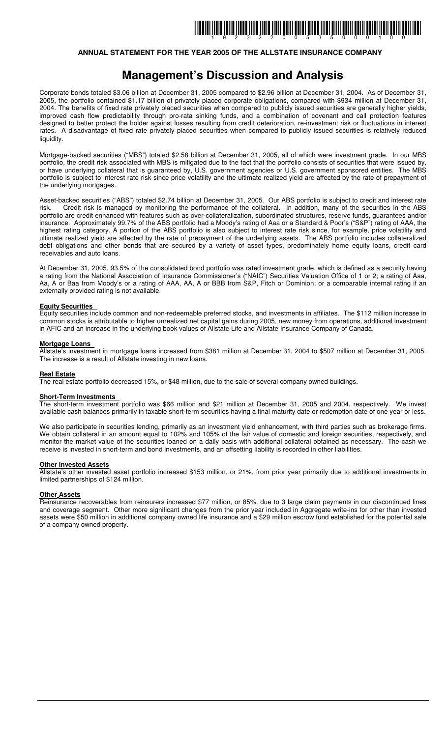**ANNUAL STATEMENT FOR THE YEAR 2005 OF THE ALLSTATE INSURANCE COMPANY**

# Management's Discussion and Analysis

Corporate bonds totaled $3.06 billion at December 31, 2005 compared to $2.96 billion at December 31, 2004. As of December 31, 2005, the portfolio contained $1.17 billion of privately placed corporate obligations, compared with $934 million at December 31, 2004. The benefits of fixed rate privately placed securities when compared to publicly issued securities are generally higher yields, improved cash flow predictability through pro-rata sinking funds, and a combination of covenant and call protection features designed to better protect the holder against losses resulting from credit deterioration, re-investment risk or fluctuations in interest rates. A disadvantage of fixed rate privately placed securities when compared to publicly issued securities is relatively reduced liquidity.

Mortgage-backed securities ("MBS") totaled $2.58 billion at December 31, 2005, all of which were investment grade. In our MBS portfolio, the credit risk associated with MBS is mitigated due to the fact that the portfolio consists of securities that were issued by, or have underlying collateral that is guaranteed by, U.S. government agencies or U.S. government sponsored entities. The MBS portfolio is subject to interest rate risk since price volatility and the ultimate realized yield are affected by the rate of prepayment of the underlying mortgages.

Asset-backed securities ("ABS") totaled $2.74 billion at December 31, 2005. Our ABS portfolio is subject to credit and interest rate risk. Credit risk is managed by monitoring the performance of the collateral. In addition, many of the securities in the ABS portfolio are credit enhanced with features such as over-collateralization, subordinated structures, reserve funds, guarantees and/or insurance. Approximately 99.7% of the ABS portfolio had a Moody's rating of Aaa or a Standard & Poor's ("S&P") rating of AAA, the highest rating category. A portion of the ABS portfolio is also subject to interest rate risk since, for example, price volatility and ultimate realized yield are affected by the rate of prepayment of the underlying assets. The ABS portfolio includes collateralized debt obligations and other bonds that are secured by a variety of asset types, predominately home equity loans, credit card receivables and auto loans.

At December 31, 2005, 93.5% of the consolidated bond portfolio was rated investment grade, which is defined as a security having a rating from the National Association of Insurance Commissioner's ("NAIC") Securities Valuation Office of 1 or 2; a rating of Aaa, Aa, A or Baa from Moody's or a rating of AAA, AA, A or BBB from S&P, Fitch or Dominion; or a comparable internal rating if an externally provided rating is not available.

### Equity Securities

Equity securities include common and non-redeemable preferred stocks, and investments in affiliates. The $112 million increase in common stocks is attributable to higher unrealized net capital gains during 2005, new money from operations, additional investment in AFIC and an increase in the underlying book values of Allstate Life and Allstate Insurance Company of Canada.

### Mortgage Loans

Allstate's investment in mortgage loans increased from $381 million at December 31, 2004 to $507 million at December 31, 2005. The increase is a result of Allstate investing in new loans.

### Real Estate

The real estate portfolio decreased 15%, or $48 million, due to the sale of several company owned buildings.

### Short-Term Investments

The short-term investment portfolio was $66 million and $21 million at December 31, 2005 and 2004, respectively. We invest available cash balances primarily in taxable short-term securities having a final maturity date or redemption date of one year or less.

We also participate in securities lending, primarily as an investment yield enhancement, with third parties such as brokerage firms. We obtain collateral in an amount equal to 102% and 105% of the fair value of domestic and foreign securities, respectively, and monitor the market value of the securities loaned on a daily basis with additional collateral obtained as necessary. The cash we receive is invested in short-term and bond investments, and an offsetting liability is recorded in other liabilities.

### Other Invested Assets

Allstate's other invested asset portfolio increased $153 million, or 21%, from prior year primarily due to additional investments in limited partnerships of $124 million.

### Other Assets

Reinsurance recoverables from reinsurers increased $77 million, or 85%, due to 3 large claim payments in our discontinued lines and coverage segment. Other more significant changes from the prior year included in Aggregate write-ins for other than invested assets were $50 million in additional company owned life insurance and a $29 million escrow fund established for the potential sale of a company owned property.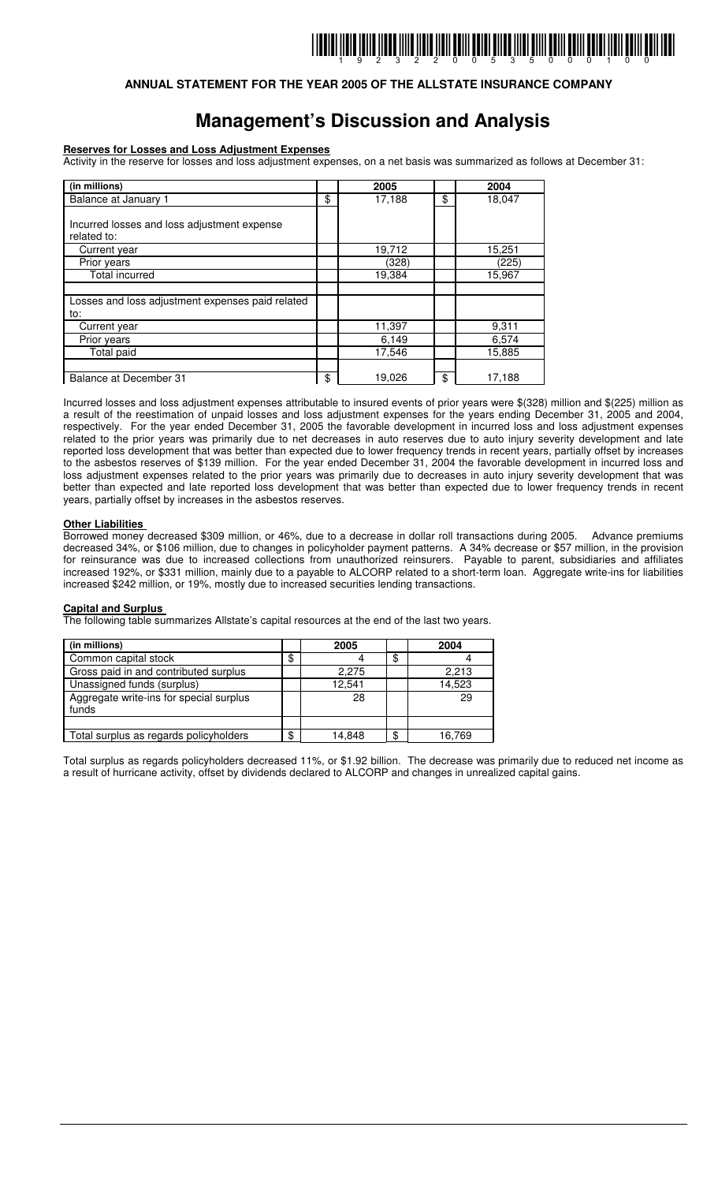**ANNUAL STATEMENT FOR THE YEAR 2005 OF THE ALLSTATE INSURANCE COMPANY**

# Management's Discussion and Analysis

**Reserves for Losses and Loss Adjustment Expenses**

Activity in the reserve for losses and loss adjustment expenses, on a net basis was summarized as follows at December 31:

| (in millions) | | 2005 | | 2004 |
|---|---|---|---|---|
| Balance at January 1 | $ | 17,188 | $ | 18,047 |
| Incurred losses and loss adjustment expense related to: | | | | |
| Current year | | 19,712 | | 15,251 |
| Prior years | | (328) | | (225) |
| Total incurred | | 19,384 | | 15,967 |
| | | | | |
| Losses and loss adjustment expenses paid related to: | | | | |
| Current year | | 11,397 | | 9,311 |
| Prior years | | 6,149 | | 6,574 |
| Total paid | | 17,546 | | 15,885 |
| | | | | |
| Balance at December 31 | $ | 19,026 | $ | 17,188 |

Incurred losses and loss adjustment expenses attributable to insured events of prior years were $(328) million and $(225) million as a result of the reestimation of unpaid losses and loss adjustment expenses for the years ending December 31, 2005 and 2004, respectively. For the year ended December 31, 2005 the favorable development in incurred loss and loss adjustment expenses related to the prior years was primarily due to net decreases in auto reserves due to auto injury severity development and late reported loss development that was better than expected due to lower frequency trends in recent years, partially offset by increases to the asbestos reserves of $139 million. For the year ended December 31, 2004 the favorable development in incurred loss and loss adjustment expenses related to the prior years was primarily due to decreases in auto injury severity development that was better than expected and late reported loss development that was better than expected due to lower frequency trends in recent years, partially offset by increases in the asbestos reserves.

**Other Liabilities**

Borrowed money decreased $309 million, or 46%, due to a decrease in dollar roll transactions during 2005. Advance premiums decreased 34%, or $106 million, due to changes in policyholder payment patterns. A 34% decrease or $57 million, in the provision for reinsurance was due to increased collections from unauthorized reinsurers. Payable to parent, subsidiaries and affiliates increased 192%, or $331 million, mainly due to a payable to ALCORP related to a short-term loan. Aggregate write-ins for liabilities increased $242 million, or 19%, mostly due to increased securities lending transactions.

**Capital and Surplus**

The following table summarizes Allstate's capital resources at the end of the last two years.

| (in millions) | | 2005 | | 2004 |
|---|---|---|---|---|
| Common capital stock | $ | 4 | $ | 4 |
| Gross paid in and contributed surplus | | 2,275 | | 2,213 |
| Unassigned funds (surplus) | | 12,541 | | 14,523 |
| Aggregate write-ins for special surplus funds | | 28 | | 29 |
| | | | | |
| Total surplus as regards policyholders | $ | 14,848 | $ | 16,769 |

Total surplus as regards policyholders decreased 11%, or $1.92 billion. The decrease was primarily due to reduced net income as a result of hurricane activity, offset by dividends declared to ALCORP and changes in unrealized capital gains.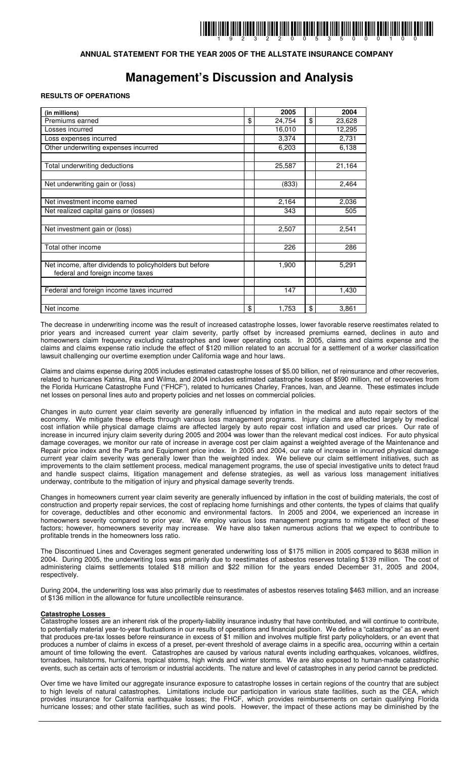**ANNUAL STATEMENT FOR THE YEAR 2005 OF THE ALLSTATE INSURANCE COMPANY**

# Management's Discussion and Analysis

**RESULTS OF OPERATIONS**

| (in millions) | 2005 | 2004 |
|---|---|---|
| Premiums earned | $ 24,754 | $ 23,628 |
| Losses incurred | 16,010 | 12,295 |
| Loss expenses incurred | 3,374 | 2,731 |
| Other underwriting expenses incurred | 6,203 | 6,138 |
| Total underwriting deductions | 25,587 | 21,164 |
| Net underwriting gain or (loss) | (833) | 2,464 |
| Net investment income earned | 2,164 | 2,036 |
| Net realized capital gains or (losses) | 343 | 505 |
| Net investment gain or (loss) | 2,507 | 2,541 |
| Total other income | 226 | 286 |
| Net income, after dividends to policyholders but before federal and foreign income taxes | 1,900 | 5,291 |
| Federal and foreign income taxes incurred | 147 | 1,430 |
| Net income | $ 1,753 | $ 3,861 |

The decrease in underwriting income was the result of increased catastrophe losses, lower favorable reserve reestimates related to prior years and increased current year claim severity, partly offset by increased premiums earned, declines in auto and homeowners claim frequency excluding catastrophes and lower operating costs. In 2005, claims and claims expense and the claims and claims expense ratio include the effect of $120 million related to an accrual for a settlement of a worker classification lawsuit challenging our overtime exemption under California wage and hour laws.

Claims and claims expense during 2005 includes estimated catastrophe losses of $5.00 billion, net of reinsurance and other recoveries, related to hurricanes Katrina, Rita and Wilma, and 2004 includes estimated catastrophe losses of $590 million, net of recoveries from the Florida Hurricane Catastrophe Fund ("FHCF"), related to hurricanes Charley, Frances, Ivan, and Jeanne. These estimates include net losses on personal lines auto and property policies and net losses on commercial policies.

Changes in auto current year claim severity are generally influenced by inflation in the medical and auto repair sectors of the economy. We mitigate these effects through various loss management programs. Injury claims are affected largely by medical cost inflation while physical damage claims are affected largely by auto repair cost inflation and used car prices. Our rate of increase in incurred injury claim severity during 2005 and 2004 was lower than the relevant medical cost indices. For auto physical damage coverages, we monitor our rate of increase in average cost per claim against a weighted average of the Maintenance and Repair price index and the Parts and Equipment price index. In 2005 and 2004, our rate of increase in incurred physical damage current year claim severity was generally lower than the weighted index. We believe our claim settlement initiatives, such as improvements to the claim settlement process, medical management programs, the use of special investigative units to detect fraud and handle suspect claims, litigation management and defense strategies, as well as various loss management initiatives underway, contribute to the mitigation of injury and physical damage severity trends.

Changes in homeowners current year claim severity are generally influenced by inflation in the cost of building materials, the cost of construction and property repair services, the cost of replacing home furnishings and other contents, the types of claims that qualify for coverage, deductibles and other economic and environmental factors. In 2005 and 2004, we experienced an increase in homeowners severity compared to prior year. We employ various loss management programs to mitigate the effect of these factors; however, homeowners severity may increase. We have also taken numerous actions that we expect to contribute to profitable trends in the homeowners loss ratio.

The Discontinued Lines and Coverages segment generated underwriting loss of $175 million in 2005 compared to $638 million in 2004. During 2005, the underwriting loss was primarily due to reestimates of asbestos reserves totaling $139 million. The cost of administering claims settlements totaled $18 million and $22 million for the years ended December 31, 2005 and 2004, respectively.

During 2004, the underwriting loss was also primarily due to reestimates of asbestos reserves totaling $463 million, and an increase of $136 million in the allowance for future uncollectible reinsurance.

**Catastrophe Losses**

Catastrophe losses are an inherent risk of the property-liability insurance industry that have contributed, and will continue to contribute, to potentially material year-to-year fluctuations in our results of operations and financial position. We define a "catastrophe" as an event that produces pre-tax losses before reinsurance in excess of $1 million and involves multiple first party policyholders, or an event that produces a number of claims in excess of a preset, per-event threshold of average claims in a specific area, occurring within a certain amount of time following the event. Catastrophes are caused by various natural events including earthquakes, volcanoes, wildfires, tornadoes, hailstorms, hurricanes, tropical storms, high winds and winter storms. We are also exposed to human-made catastrophic events, such as certain acts of terrorism or industrial accidents. The nature and level of catastrophes in any period cannot be predicted.

Over time we have limited our aggregate insurance exposure to catastrophe losses in certain regions of the country that are subject to high levels of natural catastrophes. Limitations include our participation in various state facilities, such as the CEA, which provides insurance for California earthquake losses; the FHCF, which provides reimbursements on certain qualifying Florida hurricane losses; and other state facilities, such as wind pools. However, the impact of these actions may be diminished by the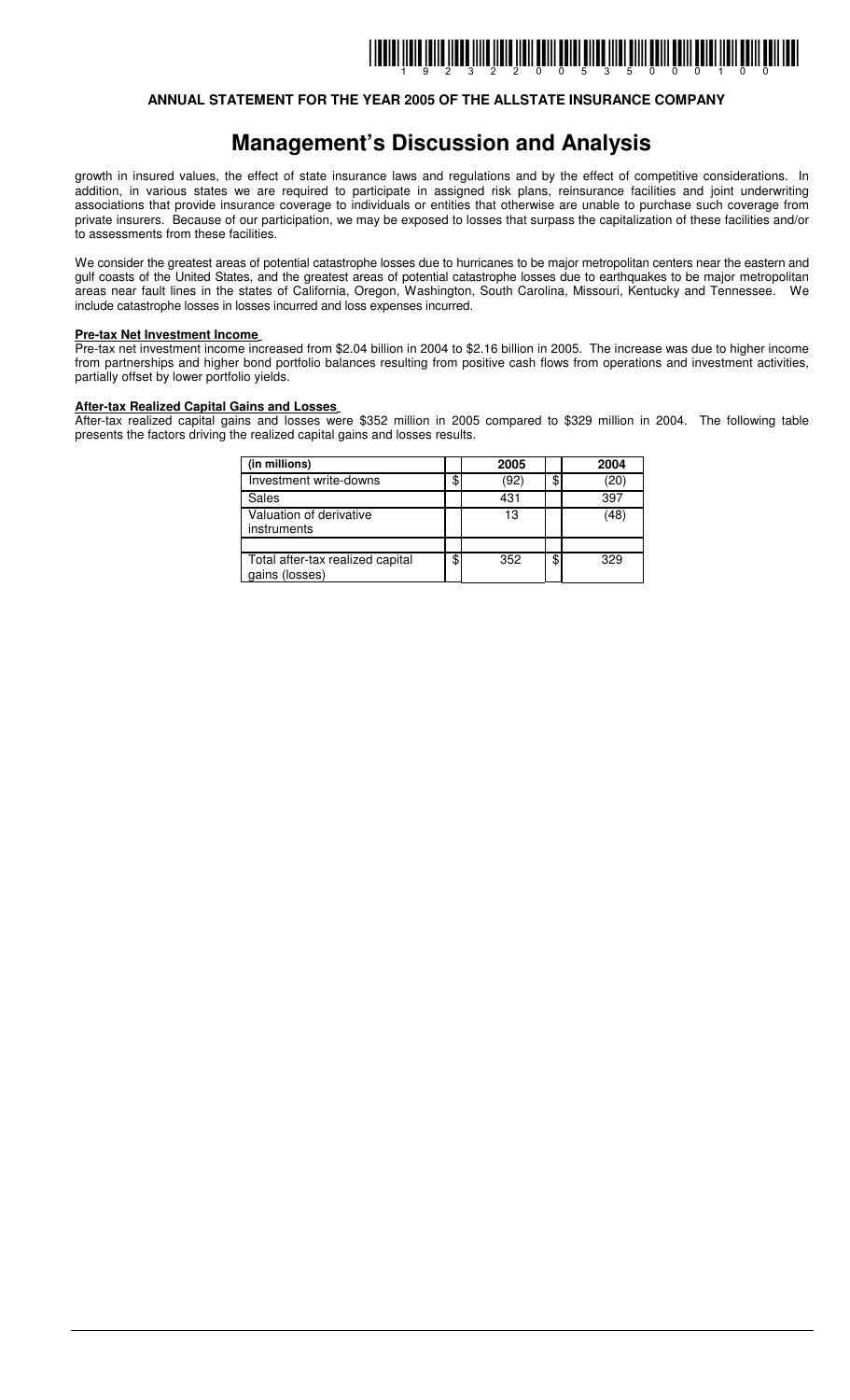# Management's Discussion and Analysis

growth in insured values, the effect of state insurance laws and regulations and by the effect of competitive considerations. In addition, in various states we are required to participate in assigned risk plans, reinsurance facilities and joint underwriting associations that provide insurance coverage to individuals or entities that otherwise are unable to purchase such coverage from private insurers. Because of our participation, we may be exposed to losses that surpass the capitalization of these facilities and/or to assessments from these facilities.

We consider the greatest areas of potential catastrophe losses due to hurricanes to be major metropolitan centers near the eastern and gulf coasts of the United States, and the greatest areas of potential catastrophe losses due to earthquakes to be major metropolitan areas near fault lines in the states of California, Oregon, Washington, South Carolina, Missouri, Kentucky and Tennessee. We include catastrophe losses in losses incurred and loss expenses incurred.

**Pre-tax Net Investment Income**

Pre-tax net investment income increased from $2.04 billion in 2004 to $2.16 billion in 2005. The increase was due to higher income from partnerships and higher bond portfolio balances resulting from positive cash flows from operations and investment activities, partially offset by lower portfolio yields.

**After-tax Realized Capital Gains and Losses**

After-tax realized capital gains and losses were $352 million in 2005 compared to $329 million in 2004. The following table presents the factors driving the realized capital gains and losses results.

| (in millions) | | 2005 | | 2004 |
|---|---|---|---|---|
| Investment write-downs | $ | (92) | $ | (20) |
| Sales | | 431 | | 397 |
| Valuation of derivative instruments | | 13 | | (48) |
| | | | | |
| Total after-tax realized capital gains (losses) | $ | 352 | $ | 329 |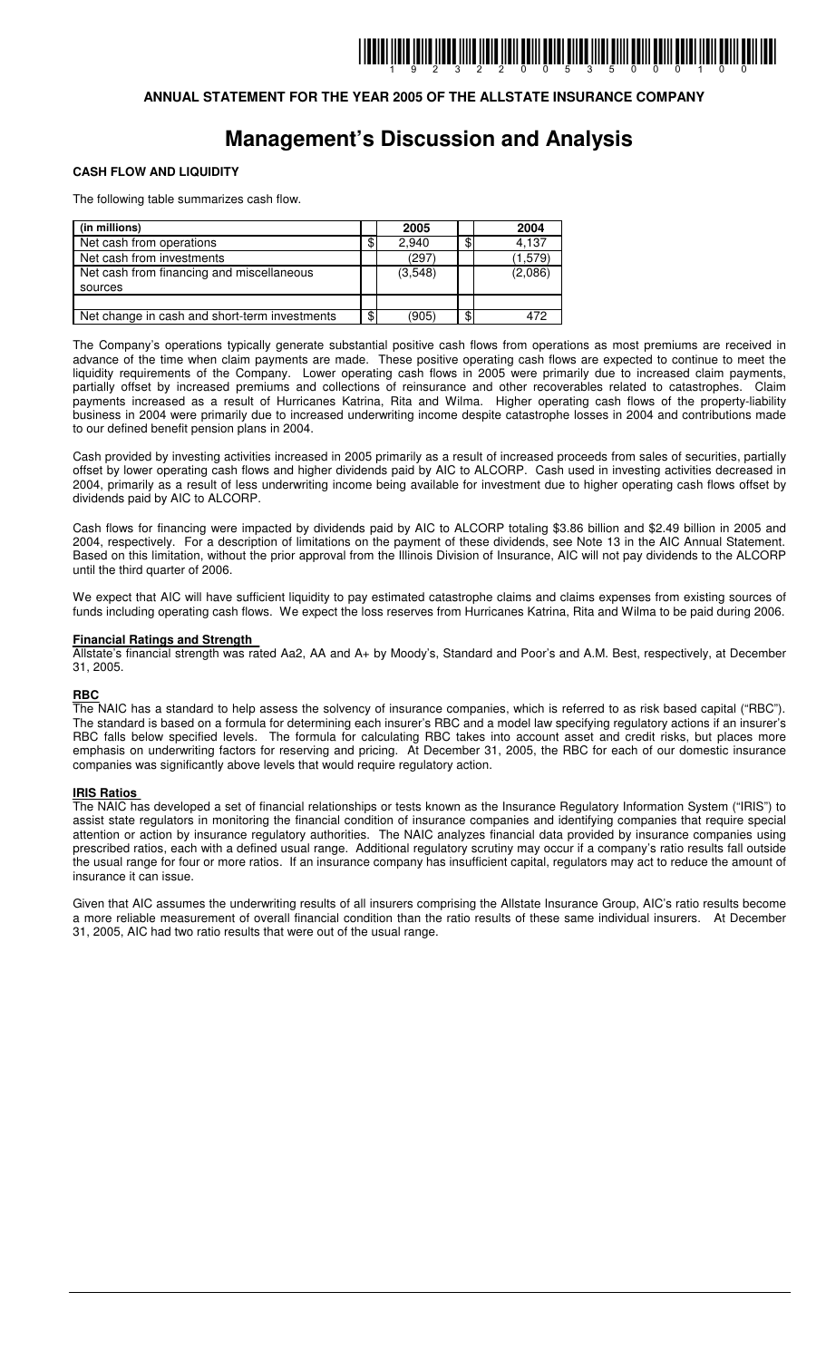**ANNUAL STATEMENT FOR THE YEAR 2005 OF THE ALLSTATE INSURANCE COMPANY**

# Management's Discussion and Analysis

**CASH FLOW AND LIQUIDITY**

The following table summarizes cash flow.

| (in millions) | 2005 | 2004 |
|---|---|---|
| Net cash from operations | $ 2,940 | $ 4,137 |
| Net cash from investments | (297) | (1,579) |
| Net cash from financing and miscellaneous sources | (3,548) | (2,086) |
| | | |
| Net change in cash and short-term investments | $ (905) | $ 472 |

The Company's operations typically generate substantial positive cash flows from operations as most premiums are received in advance of the time when claim payments are made. These positive operating cash flows are expected to continue to meet the liquidity requirements of the Company. Lower operating cash flows in 2005 were primarily due to increased claim payments, partially offset by increased premiums and collections of reinsurance and other recoverables related to catastrophes. Claim payments increased as a result of Hurricanes Katrina, Rita and Wilma. Higher operating cash flows of the property-liability business in 2004 were primarily due to increased underwriting income despite catastrophe losses in 2004 and contributions made to our defined benefit pension plans in 2004.

Cash provided by investing activities increased in 2005 primarily as a result of increased proceeds from sales of securities, partially offset by lower operating cash flows and higher dividends paid by AIC to ALCORP. Cash used in investing activities decreased in 2004, primarily as a result of less underwriting income being available for investment due to higher operating cash flows offset by dividends paid by AIC to ALCORP.

Cash flows for financing were impacted by dividends paid by AIC to ALCORP totaling $3.86 billion and $2.49 billion in 2005 and 2004, respectively. For a description of limitations on the payment of these dividends, see Note 13 in the AIC Annual Statement. Based on this limitation, without the prior approval from the Illinois Division of Insurance, AIC will not pay dividends to the ALCORP until the third quarter of 2006.

We expect that AIC will have sufficient liquidity to pay estimated catastrophe claims and claims expenses from existing sources of funds including operating cash flows. We expect the loss reserves from Hurricanes Katrina, Rita and Wilma to be paid during 2006.

**Financial Ratings and Strength**

Allstate's financial strength was rated Aa2, AA and A+ by Moody's, Standard and Poor's and A.M. Best, respectively, at December 31, 2005.

**RBC**

The NAIC has a standard to help assess the solvency of insurance companies, which is referred to as risk based capital ("RBC"). The standard is based on a formula for determining each insurer's RBC and a model law specifying regulatory actions if an insurer's RBC falls below specified levels. The formula for calculating RBC takes into account asset and credit risks, but places more emphasis on underwriting factors for reserving and pricing. At December 31, 2005, the RBC for each of our domestic insurance companies was significantly above levels that would require regulatory action.

**IRIS Ratios**

The NAIC has developed a set of financial relationships or tests known as the Insurance Regulatory Information System ("IRIS") to assist state regulators in monitoring the financial condition of insurance companies and identifying companies that require special attention or action by insurance regulatory authorities. The NAIC analyzes financial data provided by insurance companies using prescribed ratios, each with a defined usual range. Additional regulatory scrutiny may occur if a company's ratio results fall outside the usual range for four or more ratios. If an insurance company has insufficient capital, regulators may act to reduce the amount of insurance it can issue.

Given that AIC assumes the underwriting results of all insurers comprising the Allstate Insurance Group, AIC's ratio results become a more reliable measurement of overall financial condition than the ratio results of these same individual insurers. At December 31, 2005, AIC had two ratio results that were out of the usual range.